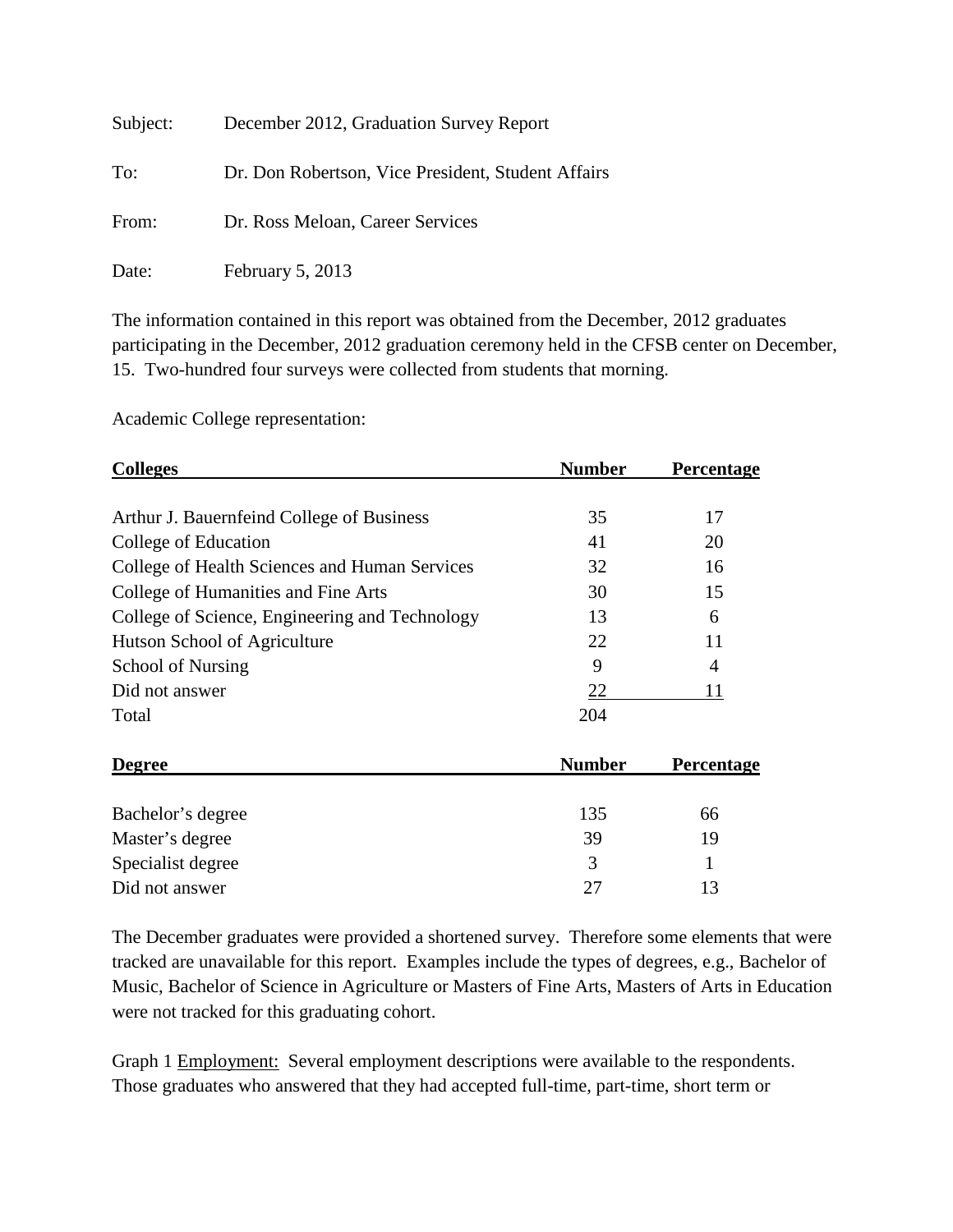Subject: December 2012, Graduation Survey Report

To: Dr. Don Robertson, Vice President, Student Affairs

From: Dr. Ross Meloan, Career Services

Date: February 5, 2013

The information contained in this report was obtained from the December, 2012 graduates participating in the December, 2012 graduation ceremony held in the CFSB center on December, 15. Two-hundred four surveys were collected from students that morning.

Academic College representation:

| Colleges | Number | Percentage |
|---|---|---|
| Arthur J. Bauernfeind College of Business | 35 | 17 |
| College of Education | 41 | 20 |
| College of Health Sciences and Human Services | 32 | 16 |
| College of Humanities and Fine Arts | 30 | 15 |
| College of Science, Engineering and Technology | 13 | 6 |
| Hutson School of Agriculture | 22 | 11 |
| School of Nursing | 9 | 4 |
| Did not answer | 22 | 11 |
| Total | 204 | |

| Degree | Number | Percentage |
|---|---|---|
| Bachelor's degree | 135 | 66 |
| Master's degree | 39 | 19 |
| Specialist degree | 3 | 1 |
| Did not answer | 27 | 13 |

The December graduates were provided a shortened survey. Therefore some elements that were tracked are unavailable for this report. Examples include the types of degrees, e.g., Bachelor of Music, Bachelor of Science in Agriculture or Masters of Fine Arts, Masters of Arts in Education were not tracked for this graduating cohort.

Graph 1 Employment: Several employment descriptions were available to the respondents. Those graduates who answered that they had accepted full-time, part-time, short term or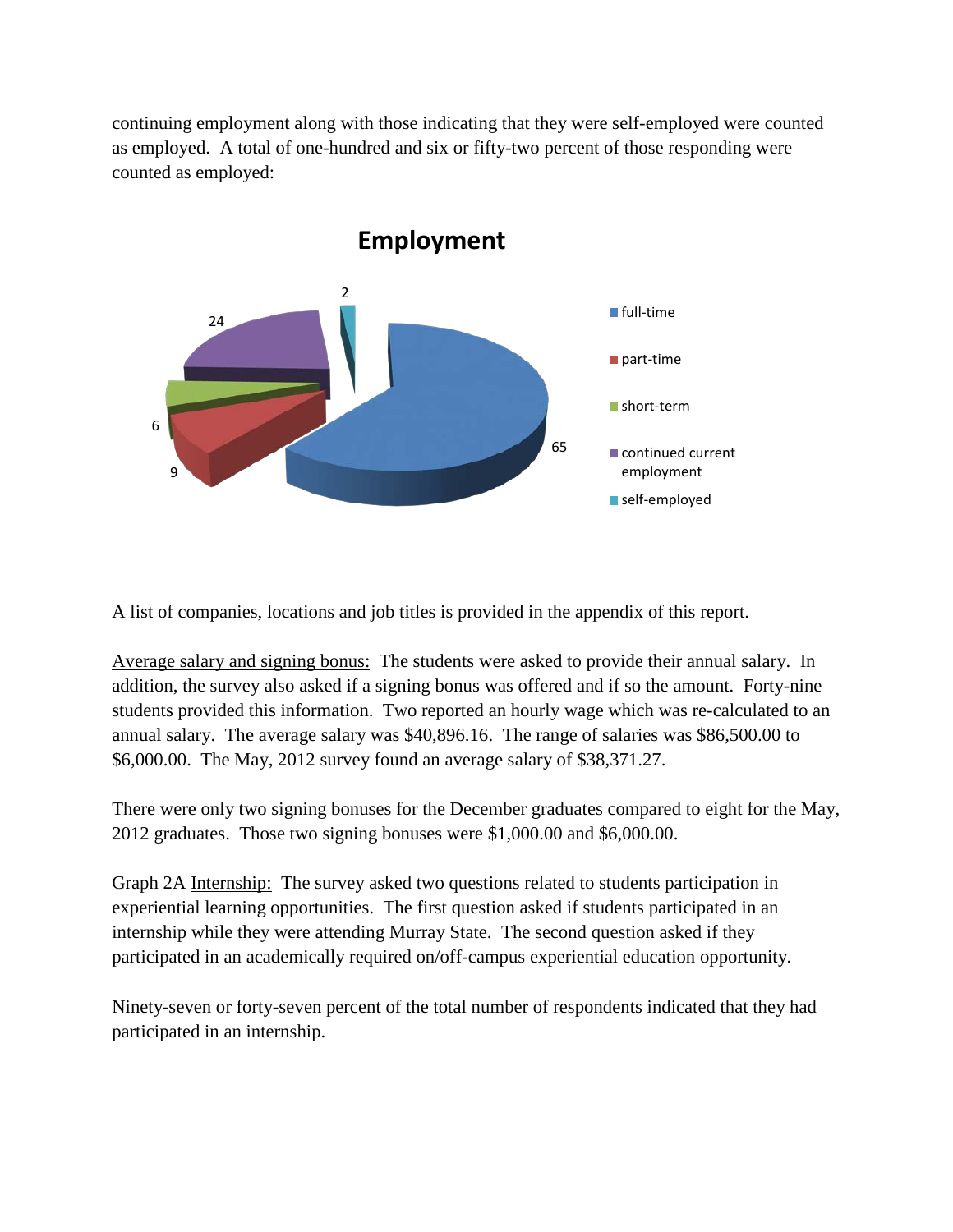continuing employment along with those indicating that they were self-employed were counted as employed. A total of one-hundred and six or fifty-two percent of those responding were counted as employed:

**Employment**

| Category | Count |
| --- | --- |
| full-time | 65 |
| part-time | 9 |
| short-term | 6 |
| continued current employment | 24 |
| self-employed | 2 |

A list of companies, locations and job titles is provided in the appendix of this report.

Average salary and signing bonus: The students were asked to provide their annual salary. In addition, the survey also asked if a signing bonus was offered and if so the amount. Forty-nine students provided this information. Two reported an hourly wage which was re-calculated to an annual salary. The average salary was $40,896.16. The range of salaries was $86,500.00 to $6,000.00. The May, 2012 survey found an average salary of $38,371.27.

There were only two signing bonuses for the December graduates compared to eight for the May, 2012 graduates. Those two signing bonuses were $1,000.00 and $6,000.00.

Graph 2A Internship: The survey asked two questions related to students participation in experiential learning opportunities. The first question asked if students participated in an internship while they were attending Murray State. The second question asked if they participated in an academically required on/off-campus experiential education opportunity.

Ninety-seven or forty-seven percent of the total number of respondents indicated that they had participated in an internship.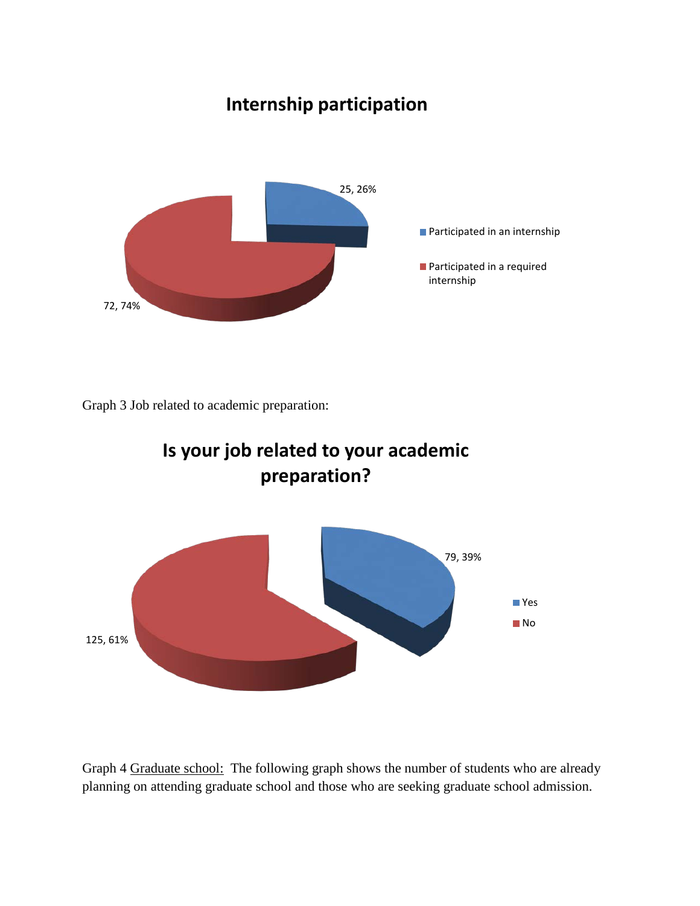**Internship participation**

| Category | Count | Percentage |
| --- | --- | --- |
| Participated in an internship | 25 | 26% |
| Participated in a required internship | 72 | 74% |

Graph 3 Job related to academic preparation:

**Is your job related to your academic preparation?**

| Response | Count | Percentage |
| --- | --- | --- |
| Yes | 79 | 39% |
| No | 125 | 61% |

Graph 4 Graduate school: The following graph shows the number of students who are already planning on attending graduate school and those who are seeking graduate school admission.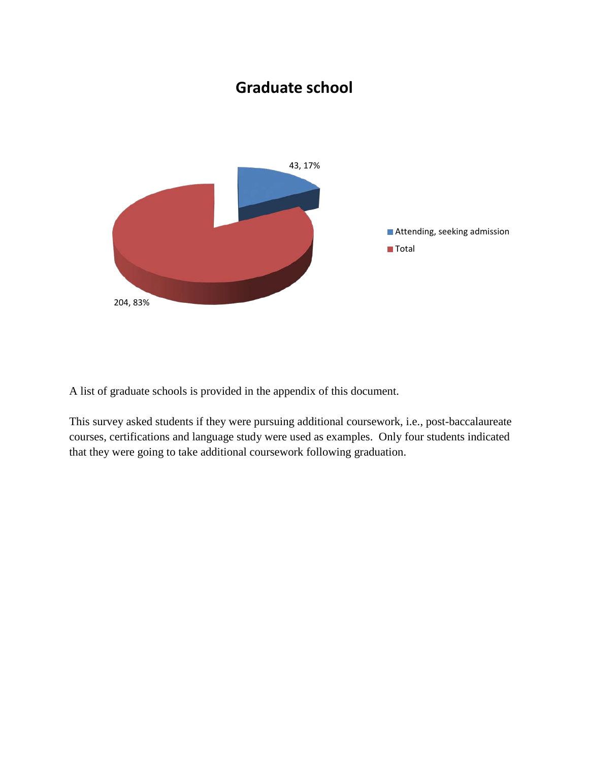## Graduate school

43, 17%

204, 83%

- Attending, seeking admission
- Total

A list of graduate schools is provided in the appendix of this document.

This survey asked students if they were pursuing additional coursework, i.e., post-baccalaureate courses, certifications and language study were used as examples. Only four students indicated that they were going to take additional coursework following graduation.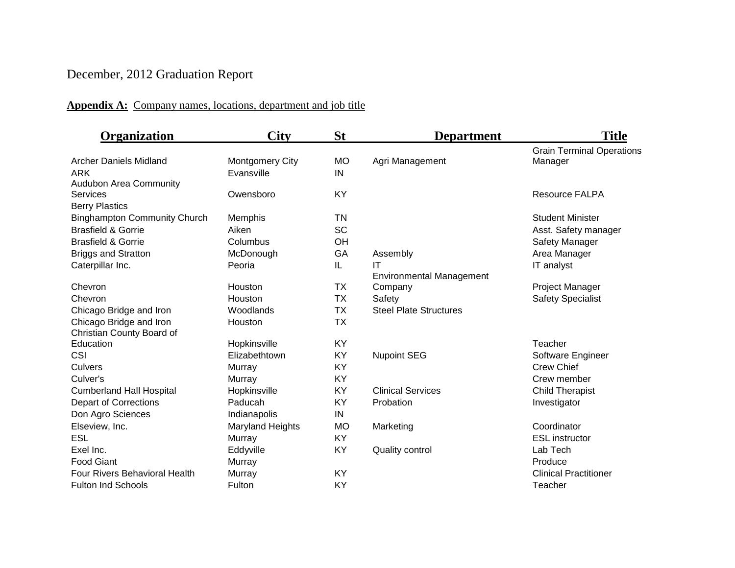December, 2012 Graduation Report

**Appendix A:** Company names, locations, department and job title

| Organization | City | St | Department | Title |
|---|---|---|---|---|
| Archer Daniels Midland | Montgomery City | MO | Agri Management | Grain Terminal Operations Manager |
| ARK | Evansville | IN | | |
| Audubon Area Community Services | Owensboro | KY | | Resource FALPA |
| Berry Plastics | | | | |
| Binghampton Community Church | Memphis | TN | | Student Minister |
| Brasfield & Gorrie | Aiken | SC | | Asst. Safety manager |
| Brasfield & Gorrie | Columbus | OH | | Safety Manager |
| Briggs and Stratton | McDonough | GA | Assembly | Area Manager |
| Caterpillar Inc. | Peoria | IL | IT | IT analyst |
| Chevron | Houston | TX | Environmental Management Company | Project Manager |
| Chevron | Houston | TX | Safety | Safety Specialist |
| Chicago Bridge and Iron | Woodlands | TX | Steel Plate Structures | |
| Chicago Bridge and Iron | Houston | TX | | |
| Christian County Board of Education | Hopkinsville | KY | | Teacher |
| CSI | Elizabethtown | KY | Nupoint SEG | Software Engineer |
| Culvers | Murray | KY | | Crew Chief |
| Culver's | Murray | KY | | Crew member |
| Cumberland Hall Hospital | Hopkinsville | KY | Clinical Services | Child Therapist |
| Depart of Corrections | Paducah | KY | Probation | Investigator |
| Don Agro Sciences | Indianapolis | IN | | |
| Elseview, Inc. | Maryland Heights | MO | Marketing | Coordinator |
| ESL | Murray | KY | | ESL instructor |
| Exel Inc. | Eddyville | KY | Quality control | Lab Tech |
| Food Giant | Murray | | | Produce |
| Four Rivers Behavioral Health | Murray | KY | | Clinical Practitioner |
| Fulton Ind Schools | Fulton | KY | | Teacher |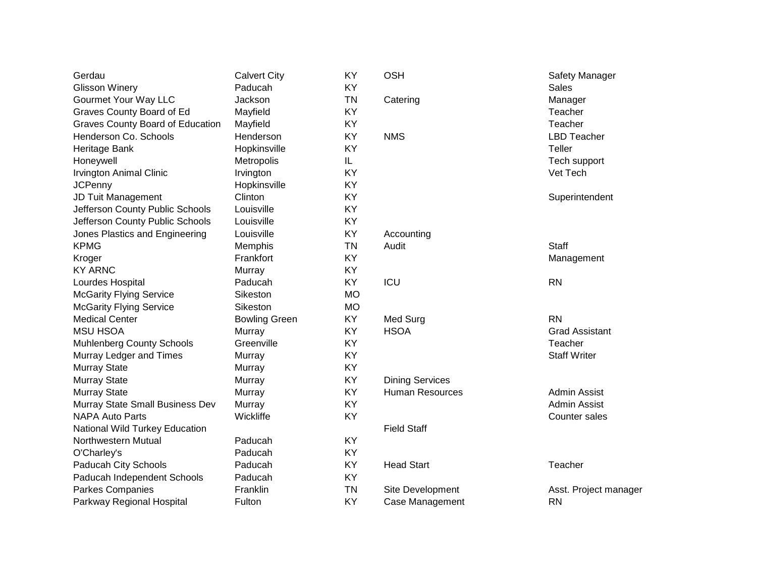| | | | | |
|---|---|---|---|---|
| Gerdau | Calvert City | KY | OSH | Safety Manager |
| Glisson Winery | Paducah | KY | | Sales |
| Gourmet Your Way LLC | Jackson | TN | Catering | Manager |
| Graves County Board of Ed | Mayfield | KY | | Teacher |
| Graves County Board of Education | Mayfield | KY | | Teacher |
| Henderson Co. Schools | Henderson | KY | NMS | LBD Teacher |
| Heritage Bank | Hopkinsville | KY | | Teller |
| Honeywell | Metropolis | IL | | Tech support |
| Irvington Animal Clinic | Irvington | KY | | Vet Tech |
| JCPenny | Hopkinsville | KY | | |
| JD Tuit Management | Clinton | KY | | Superintendent |
| Jefferson County Public Schools | Louisville | KY | | |
| Jefferson County Public Schools | Louisville | KY | | |
| Jones Plastics and Engineering | Louisville | KY | Accounting | |
| KPMG | Memphis | TN | Audit | Staff |
| Kroger | Frankfort | KY | | Management |
| KY ARNC | Murray | KY | | |
| Lourdes Hospital | Paducah | KY | ICU | RN |
| McGarity Flying Service | Sikeston | MO | | |
| McGarity Flying Service | Sikeston | MO | | |
| Medical Center | Bowling Green | KY | Med Surg | RN |
| MSU HSOA | Murray | KY | HSOA | Grad Assistant |
| Muhlenberg County Schools | Greenville | KY | | Teacher |
| Murray Ledger and Times | Murray | KY | | Staff Writer |
| Murray State | Murray | KY | | |
| Murray State | Murray | KY | Dining Services | |
| Murray State | Murray | KY | Human Resources | Admin Assist |
| Murray State Small Business Dev | Murray | KY | | Admin Assist |
| NAPA Auto Parts | Wickliffe | KY | | Counter sales |
| National Wild Turkey Education | | | Field Staff | |
| Northwestern Mutual | Paducah | KY | | |
| O'Charley's | Paducah | KY | | |
| Paducah City Schools | Paducah | KY | Head Start | Teacher |
| Paducah Independent Schools | Paducah | KY | | |
| Parkes Companies | Franklin | TN | Site Development | Asst. Project manager |
| Parkway Regional Hospital | Fulton | KY | Case Management | RN |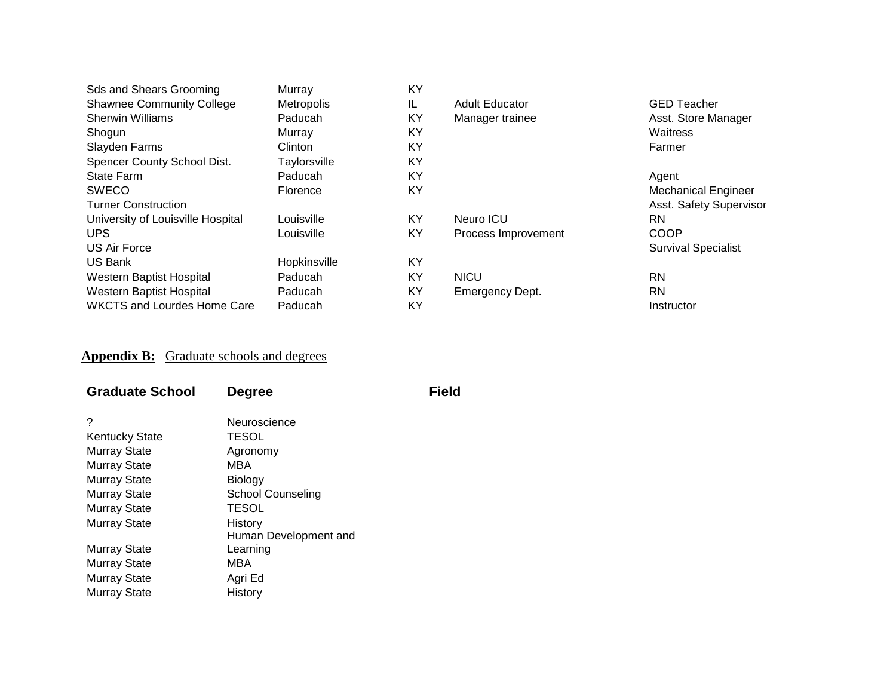| | | | | |
|---|---|---|---|---|
| Sds and Shears Grooming | Murray | KY | | |
| Shawnee Community College | Metropolis | IL | Adult Educator | GED Teacher |
| Sherwin Williams | Paducah | KY | Manager trainee | Asst. Store Manager |
| Shogun | Murray | KY | | Waitress |
| Slayden Farms | Clinton | KY | | Farmer |
| Spencer County School Dist. | Taylorsville | KY | | |
| State Farm | Paducah | KY | | Agent |
| SWECO | Florence | KY | | Mechanical Engineer |
| Turner Construction | | | | Asst. Safety Supervisor |
| University of Louisville Hospital | Louisville | KY | Neuro ICU | RN |
| UPS | Louisville | KY | Process Improvement | COOP |
| US Air Force | | | | Survival Specialist |
| US Bank | Hopkinsville | KY | | |
| Western Baptist Hospital | Paducah | KY | NICU | RN |
| Western Baptist Hospital | Paducah | KY | Emergency Dept. | RN |
| WKCTS and Lourdes Home Care | Paducah | KY | | Instructor |

**Appendix B:** Graduate schools and degrees

| Graduate School | Degree | Field |
|---|---|---|
| ? | Neuroscience | |
| Kentucky State | TESOL | |
| Murray State | Agronomy | |
| Murray State | MBA | |
| Murray State | Biology | |
| Murray State | School Counseling | |
| Murray State | TESOL | |
| Murray State | History | |
| Murray State | Human Development and Learning | |
| Murray State | MBA | |
| Murray State | Agri Ed | |
| Murray State | History | |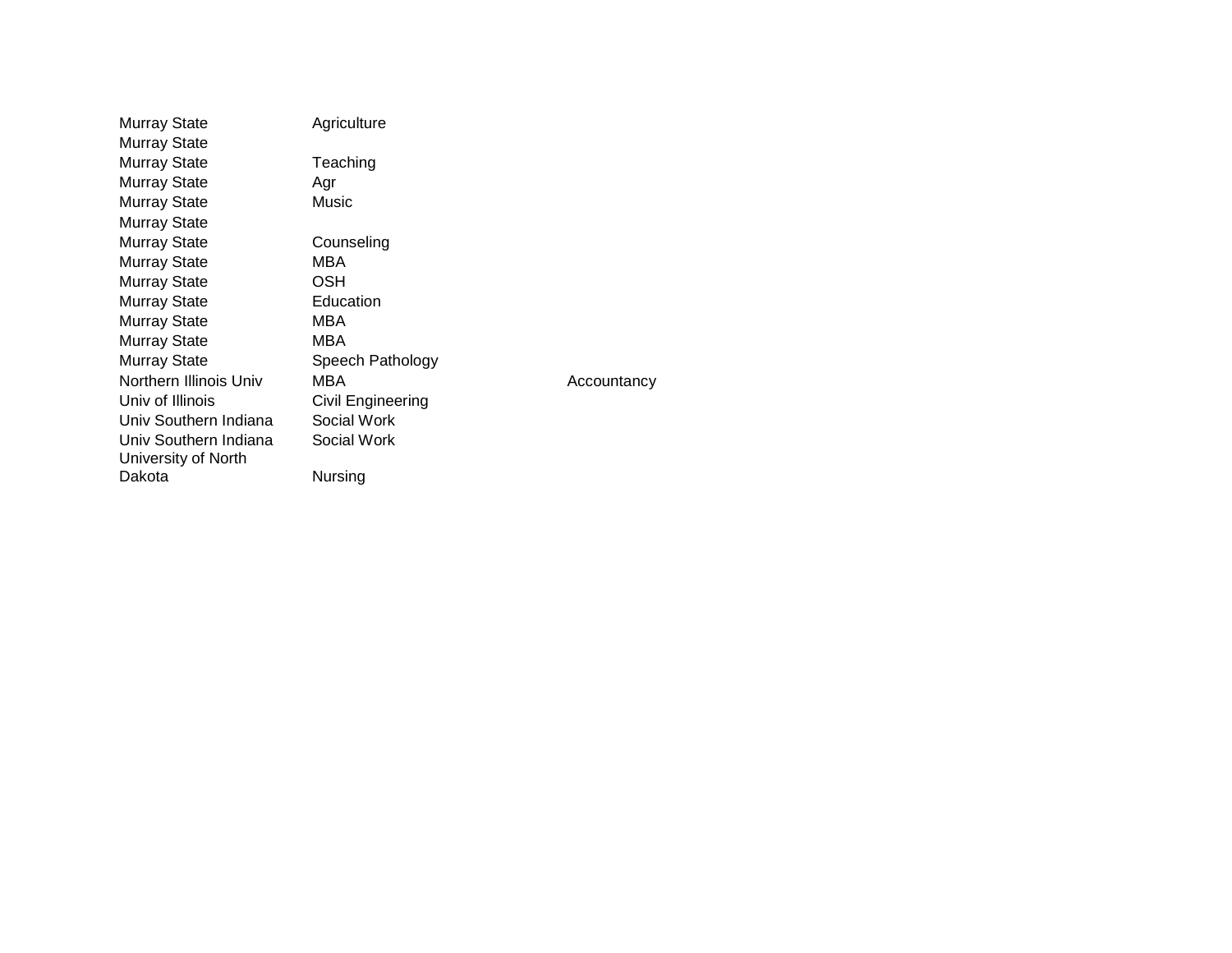| | | |
|---|---|---|
| Murray State | Agriculture | |
| Murray State | | |
| Murray State | Teaching | |
| Murray State | Agr | |
| Murray State | Music | |
| Murray State | | |
| Murray State | Counseling | |
| Murray State | MBA | |
| Murray State | OSH | |
| Murray State | Education | |
| Murray State | MBA | |
| Murray State | MBA | |
| Murray State | Speech Pathology | |
| Northern Illinois Univ | MBA | Accountancy |
| Univ of Illinois | Civil Engineering | |
| Univ Southern Indiana | Social Work | |
| Univ Southern Indiana | Social Work | |
| University of North Dakota | Nursing | |